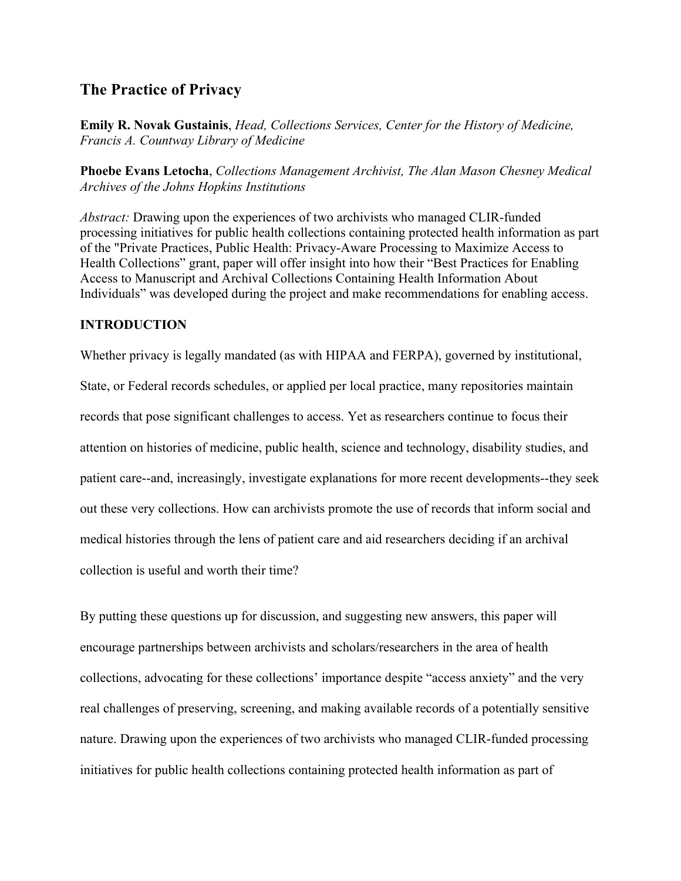# The Practice of Privacy

**Emily R. Novak Gustainis**, *Head, Collections Services, Center for the History of Medicine, Francis A. Countway Library of Medicine*

**Phoebe Evans Letocha**, *Collections Management Archivist, The Alan Mason Chesney Medical Archives of the Johns Hopkins Institutions*

*Abstract:* Drawing upon the experiences of two archivists who managed CLIR-funded processing initiatives for public health collections containing protected health information as part of the "Private Practices, Public Health: Privacy-Aware Processing to Maximize Access to Health Collections" grant, paper will offer insight into how their "Best Practices for Enabling Access to Manuscript and Archival Collections Containing Health Information About Individuals" was developed during the project and make recommendations for enabling access.

## INTRODUCTION

Whether privacy is legally mandated (as with HIPAA and FERPA), governed by institutional, State, or Federal records schedules, or applied per local practice, many repositories maintain records that pose significant challenges to access. Yet as researchers continue to focus their attention on histories of medicine, public health, science and technology, disability studies, and patient care--and, increasingly, investigate explanations for more recent developments--they seek out these very collections. How can archivists promote the use of records that inform social and medical histories through the lens of patient care and aid researchers deciding if an archival collection is useful and worth their time?

By putting these questions up for discussion, and suggesting new answers, this paper will encourage partnerships between archivists and scholars/researchers in the area of health collections, advocating for these collections' importance despite "access anxiety" and the very real challenges of preserving, screening, and making available records of a potentially sensitive nature. Drawing upon the experiences of two archivists who managed CLIR-funded processing initiatives for public health collections containing protected health information as part of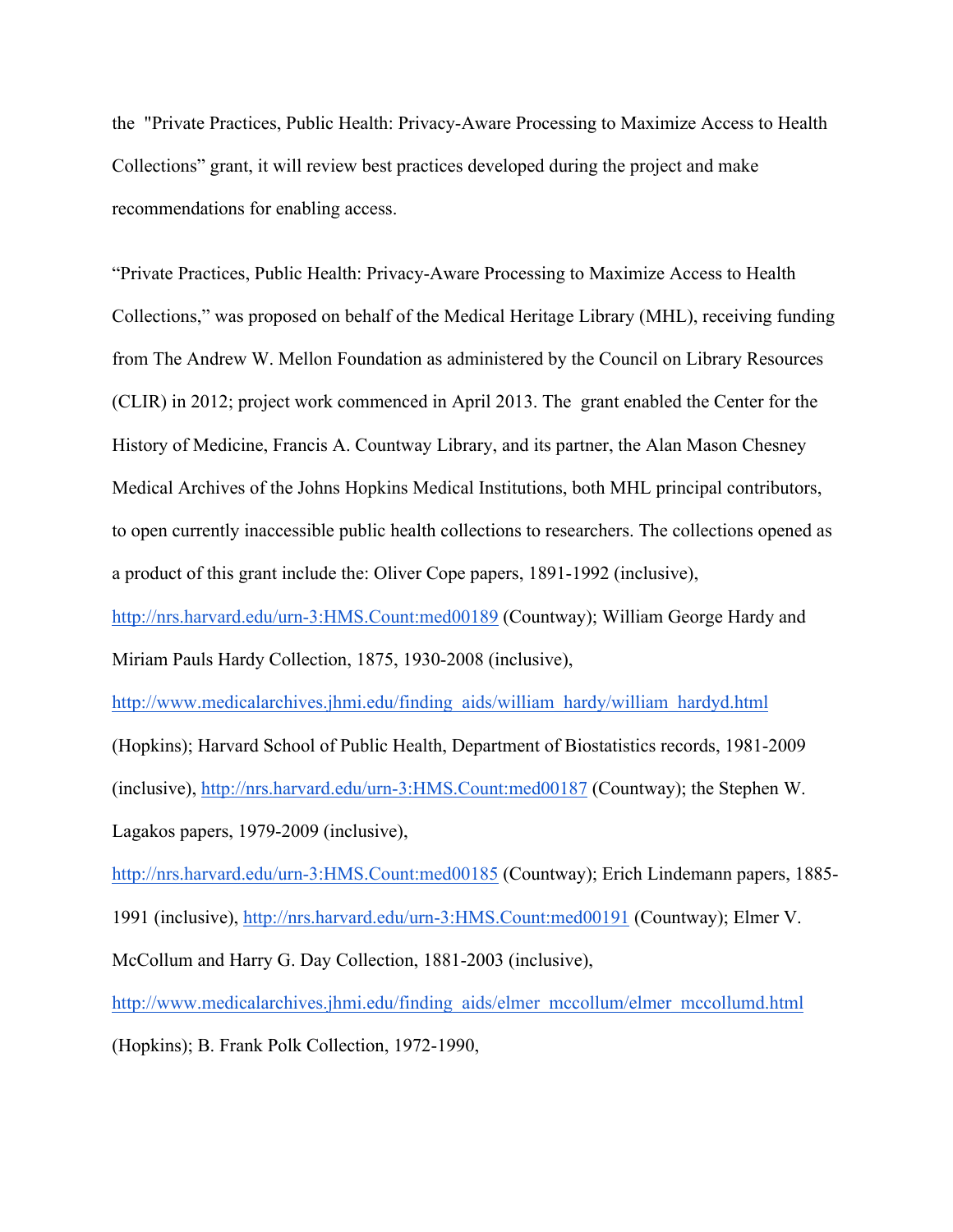the "Private Practices, Public Health: Privacy-Aware Processing to Maximize Access to Health Collections" grant, it will review best practices developed during the project and make recommendations for enabling access.

"Private Practices, Public Health: Privacy-Aware Processing to Maximize Access to Health Collections," was proposed on behalf of the Medical Heritage Library (MHL), receiving funding from The Andrew W. Mellon Foundation as administered by the Council on Library Resources (CLIR) in 2012; project work commenced in April 2013. The grant enabled the Center for the History of Medicine, Francis A. Countway Library, and its partner, the Alan Mason Chesney Medical Archives of the Johns Hopkins Medical Institutions, both MHL principal contributors, to open currently inaccessible public health collections to researchers. The collections opened as a product of this grant include the: Oliver Cope papers, 1891-1992 (inclusive), http://nrs.harvard.edu/urn-3:HMS.Count:med00189 (Countway); William George Hardy and Miriam Pauls Hardy Collection, 1875, 1930-2008 (inclusive), http://www.medicalarchives.jhmi.edu/finding_aids/william_hardy/william_hardyd.html (Hopkins); Harvard School of Public Health, Department of Biostatistics records, 1981-2009 (inclusive), http://nrs.harvard.edu/urn-3:HMS.Count:med00187 (Countway); the Stephen W. Lagakos papers, 1979-2009 (inclusive), http://nrs.harvard.edu/urn-3:HMS.Count:med00185 (Countway); Erich Lindemann papers, 1885-1991 (inclusive), http://nrs.harvard.edu/urn-3:HMS.Count:med00191 (Countway); Elmer V. McCollum and Harry G. Day Collection, 1881-2003 (inclusive), http://www.medicalarchives.jhmi.edu/finding_aids/elmer_mccollum/elmer_mccollumd.html (Hopkins); B. Frank Polk Collection, 1972-1990,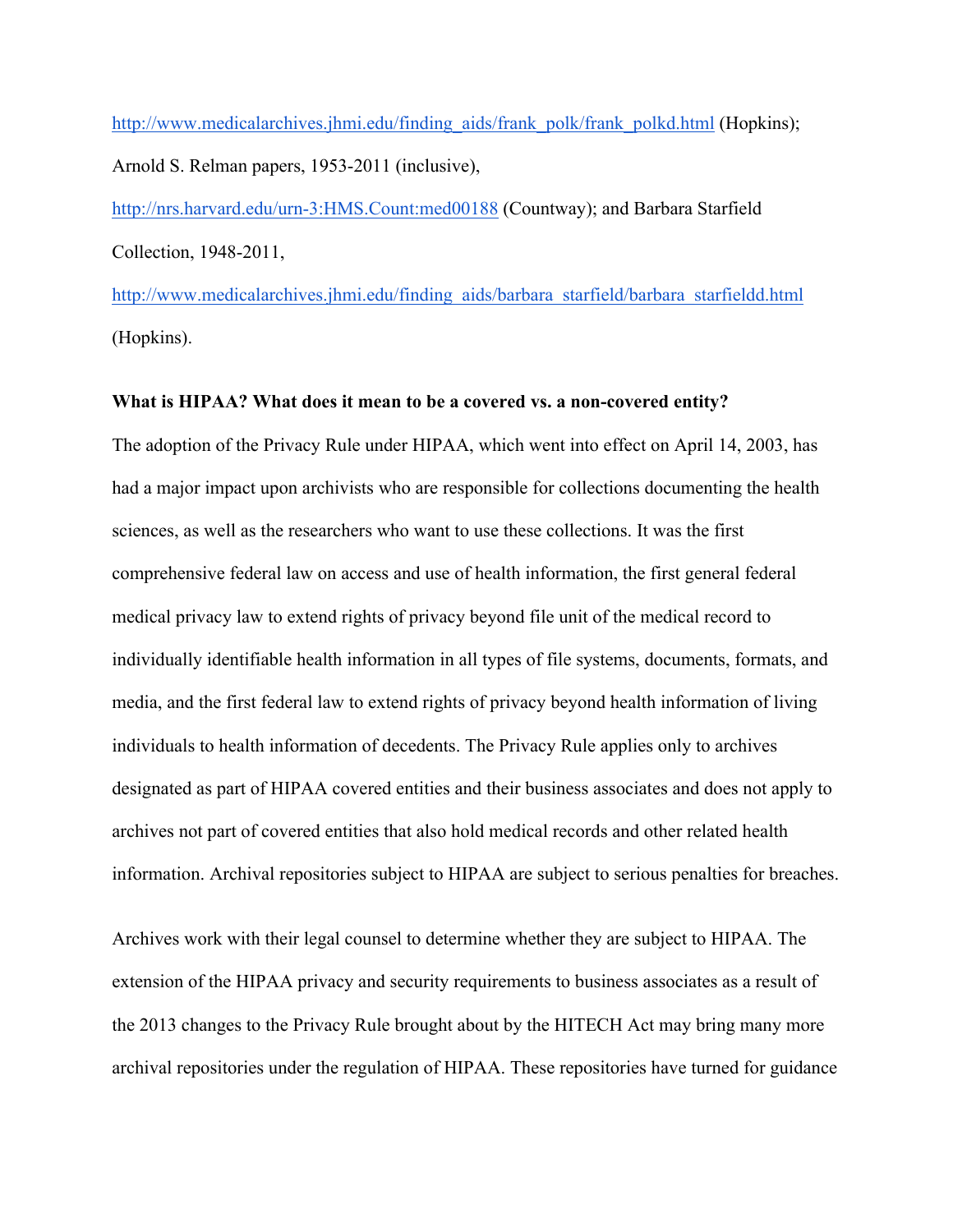http://www.medicalarchives.jhmi.edu/finding_aids/frank_polk/frank_polkd.html (Hopkins); Arnold S. Relman papers, 1953-2011 (inclusive), http://nrs.harvard.edu/urn-3:HMS.Count:med00188 (Countway); and Barbara Starfield Collection, 1948-2011, http://www.medicalarchives.jhmi.edu/finding_aids/barbara_starfield/barbara_starfieldd.html (Hopkins).

**What is HIPAA? What does it mean to be a covered vs. a non-covered entity?**

The adoption of the Privacy Rule under HIPAA, which went into effect on April 14, 2003, has had a major impact upon archivists who are responsible for collections documenting the health sciences, as well as the researchers who want to use these collections. It was the first comprehensive federal law on access and use of health information, the first general federal medical privacy law to extend rights of privacy beyond file unit of the medical record to individually identifiable health information in all types of file systems, documents, formats, and media, and the first federal law to extend rights of privacy beyond health information of living individuals to health information of decedents. The Privacy Rule applies only to archives designated as part of HIPAA covered entities and their business associates and does not apply to archives not part of covered entities that also hold medical records and other related health information. Archival repositories subject to HIPAA are subject to serious penalties for breaches.

Archives work with their legal counsel to determine whether they are subject to HIPAA. The extension of the HIPAA privacy and security requirements to business associates as a result of the 2013 changes to the Privacy Rule brought about by the HITECH Act may bring many more archival repositories under the regulation of HIPAA. These repositories have turned for guidance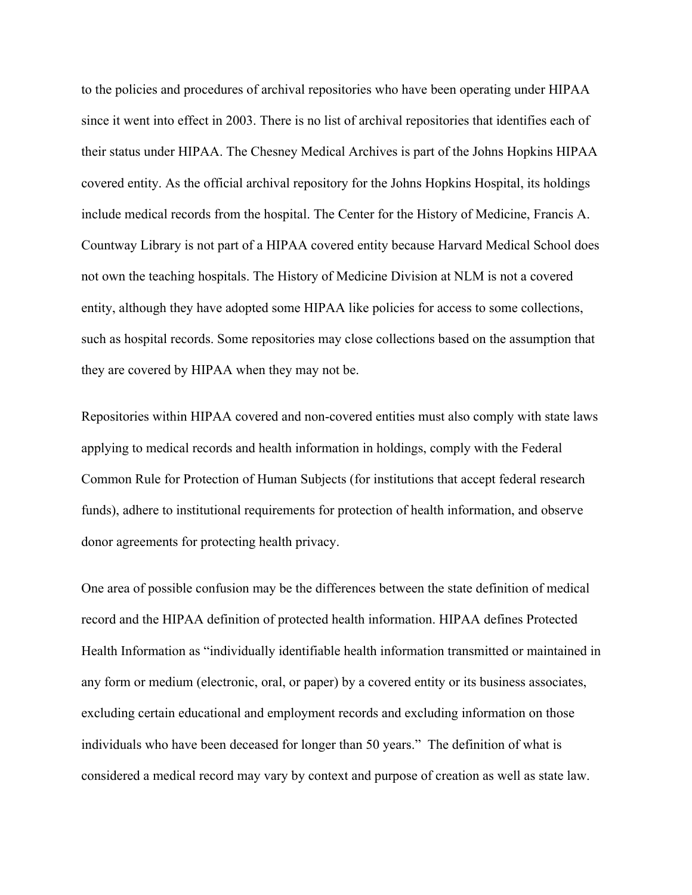to the policies and procedures of archival repositories who have been operating under HIPAA since it went into effect in 2003. There is no list of archival repositories that identifies each of their status under HIPAA. The Chesney Medical Archives is part of the Johns Hopkins HIPAA covered entity. As the official archival repository for the Johns Hopkins Hospital, its holdings include medical records from the hospital. The Center for the History of Medicine, Francis A. Countway Library is not part of a HIPAA covered entity because Harvard Medical School does not own the teaching hospitals. The History of Medicine Division at NLM is not a covered entity, although they have adopted some HIPAA like policies for access to some collections, such as hospital records. Some repositories may close collections based on the assumption that they are covered by HIPAA when they may not be.

Repositories within HIPAA covered and non-covered entities must also comply with state laws applying to medical records and health information in holdings, comply with the Federal Common Rule for Protection of Human Subjects (for institutions that accept federal research funds), adhere to institutional requirements for protection of health information, and observe donor agreements for protecting health privacy.

One area of possible confusion may be the differences between the state definition of medical record and the HIPAA definition of protected health information. HIPAA defines Protected Health Information as "individually identifiable health information transmitted or maintained in any form or medium (electronic, oral, or paper) by a covered entity or its business associates, excluding certain educational and employment records and excluding information on those individuals who have been deceased for longer than 50 years." The definition of what is considered a medical record may vary by context and purpose of creation as well as state law.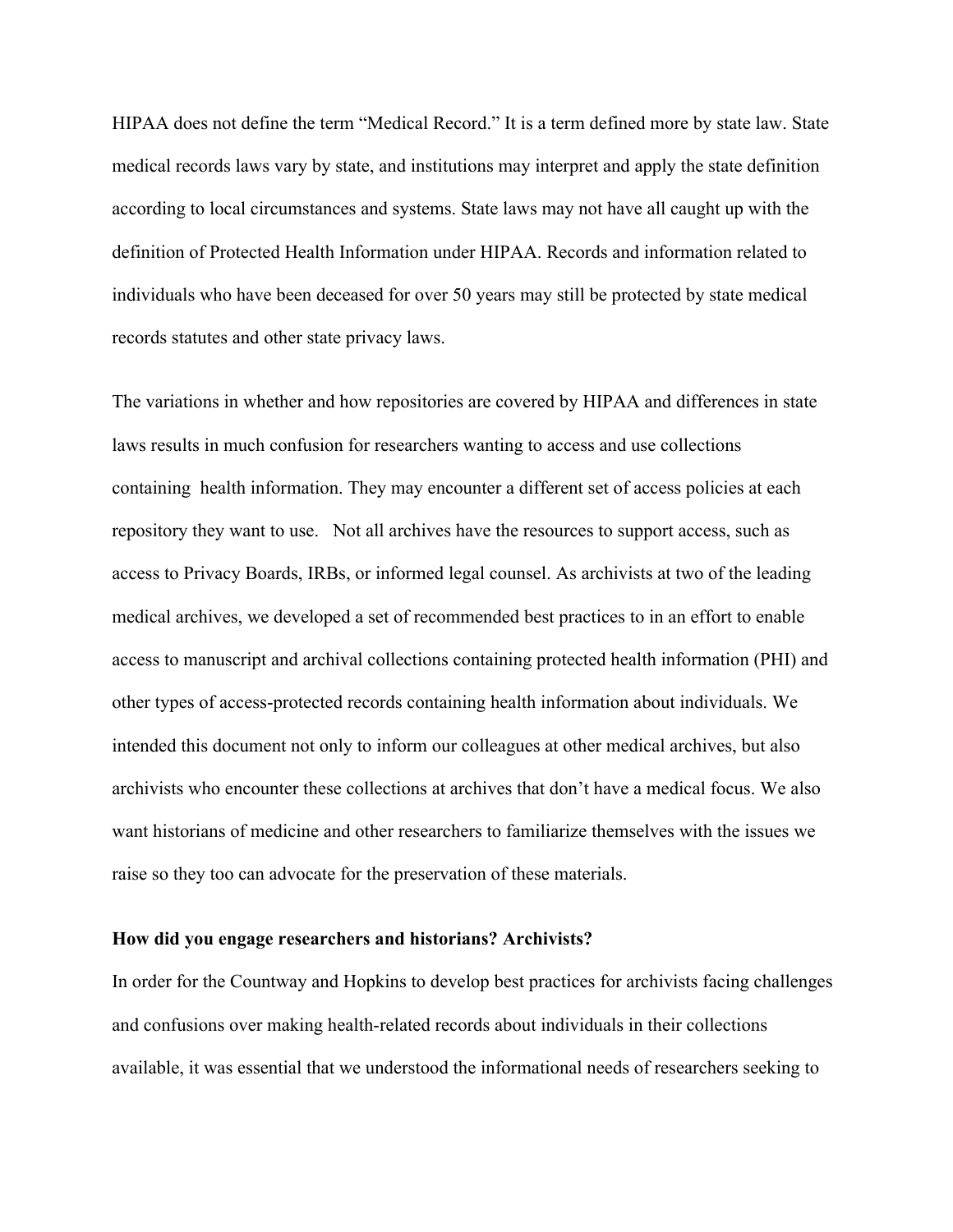HIPAA does not define the term "Medical Record." It is a term defined more by state law. State medical records laws vary by state, and institutions may interpret and apply the state definition according to local circumstances and systems. State laws may not have all caught up with the definition of Protected Health Information under HIPAA. Records and information related to individuals who have been deceased for over 50 years may still be protected by state medical records statutes and other state privacy laws.

The variations in whether and how repositories are covered by HIPAA and differences in state laws results in much confusion for researchers wanting to access and use collections containing health information. They may encounter a different set of access policies at each repository they want to use. Not all archives have the resources to support access, such as access to Privacy Boards, IRBs, or informed legal counsel. As archivists at two of the leading medical archives, we developed a set of recommended best practices to in an effort to enable access to manuscript and archival collections containing protected health information (PHI) and other types of access-protected records containing health information about individuals. We intended this document not only to inform our colleagues at other medical archives, but also archivists who encounter these collections at archives that don't have a medical focus. We also want historians of medicine and other researchers to familiarize themselves with the issues we raise so they too can advocate for the preservation of these materials.

**How did you engage researchers and historians? Archivists?**

In order for the Countway and Hopkins to develop best practices for archivists facing challenges and confusions over making health-related records about individuals in their collections available, it was essential that we understood the informational needs of researchers seeking to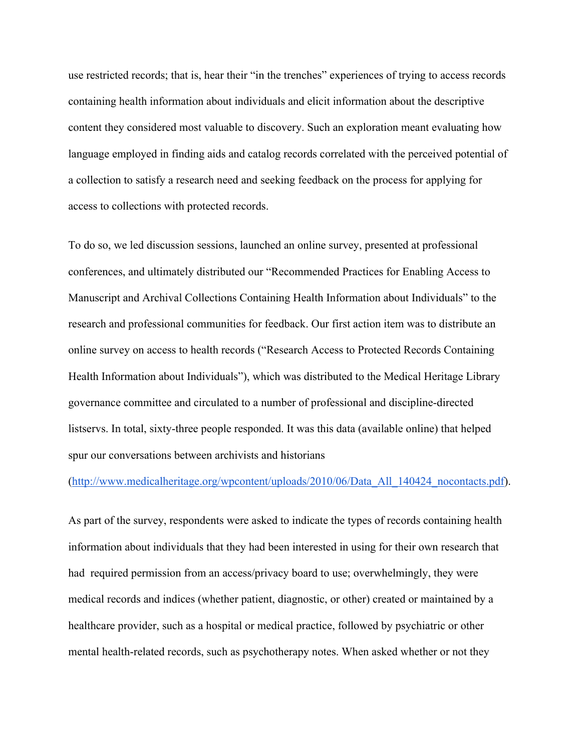use restricted records; that is, hear their "in the trenches" experiences of trying to access records containing health information about individuals and elicit information about the descriptive content they considered most valuable to discovery. Such an exploration meant evaluating how language employed in finding aids and catalog records correlated with the perceived potential of a collection to satisfy a research need and seeking feedback on the process for applying for access to collections with protected records.

To do so, we led discussion sessions, launched an online survey, presented at professional conferences, and ultimately distributed our "Recommended Practices for Enabling Access to Manuscript and Archival Collections Containing Health Information about Individuals" to the research and professional communities for feedback. Our first action item was to distribute an online survey on access to health records ("Research Access to Protected Records Containing Health Information about Individuals"), which was distributed to the Medical Heritage Library governance committee and circulated to a number of professional and discipline-directed listservs. In total, sixty-three people responded. It was this data (available online) that helped spur our conversations between archivists and historians (http://www.medicalheritage.org/wpcontent/uploads/2010/06/Data_All_140424_nocontacts.pdf).

As part of the survey, respondents were asked to indicate the types of records containing health information about individuals that they had been interested in using for their own research that had required permission from an access/privacy board to use; overwhelmingly, they were medical records and indices (whether patient, diagnostic, or other) created or maintained by a healthcare provider, such as a hospital or medical practice, followed by psychiatric or other mental health-related records, such as psychotherapy notes. When asked whether or not they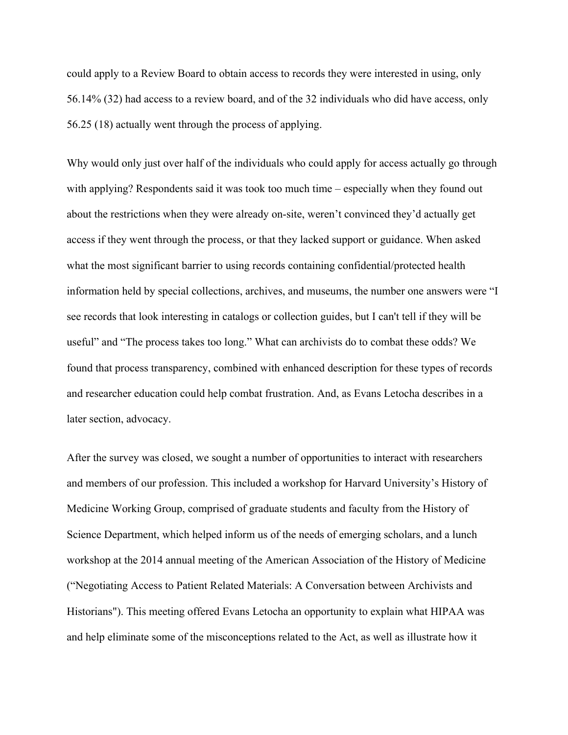could apply to a Review Board to obtain access to records they were interested in using, only 56.14% (32) had access to a review board, and of the 32 individuals who did have access, only 56.25 (18) actually went through the process of applying.

Why would only just over half of the individuals who could apply for access actually go through with applying? Respondents said it was took too much time – especially when they found out about the restrictions when they were already on-site, weren't convinced they'd actually get access if they went through the process, or that they lacked support or guidance. When asked what the most significant barrier to using records containing confidential/protected health information held by special collections, archives, and museums, the number one answers were "I see records that look interesting in catalogs or collection guides, but I can't tell if they will be useful" and "The process takes too long." What can archivists do to combat these odds? We found that process transparency, combined with enhanced description for these types of records and researcher education could help combat frustration. And, as Evans Letocha describes in a later section, advocacy.

After the survey was closed, we sought a number of opportunities to interact with researchers and members of our profession. This included a workshop for Harvard University's History of Medicine Working Group, comprised of graduate students and faculty from the History of Science Department, which helped inform us of the needs of emerging scholars, and a lunch workshop at the 2014 annual meeting of the American Association of the History of Medicine ("Negotiating Access to Patient Related Materials: A Conversation between Archivists and Historians"). This meeting offered Evans Letocha an opportunity to explain what HIPAA was and help eliminate some of the misconceptions related to the Act, as well as illustrate how it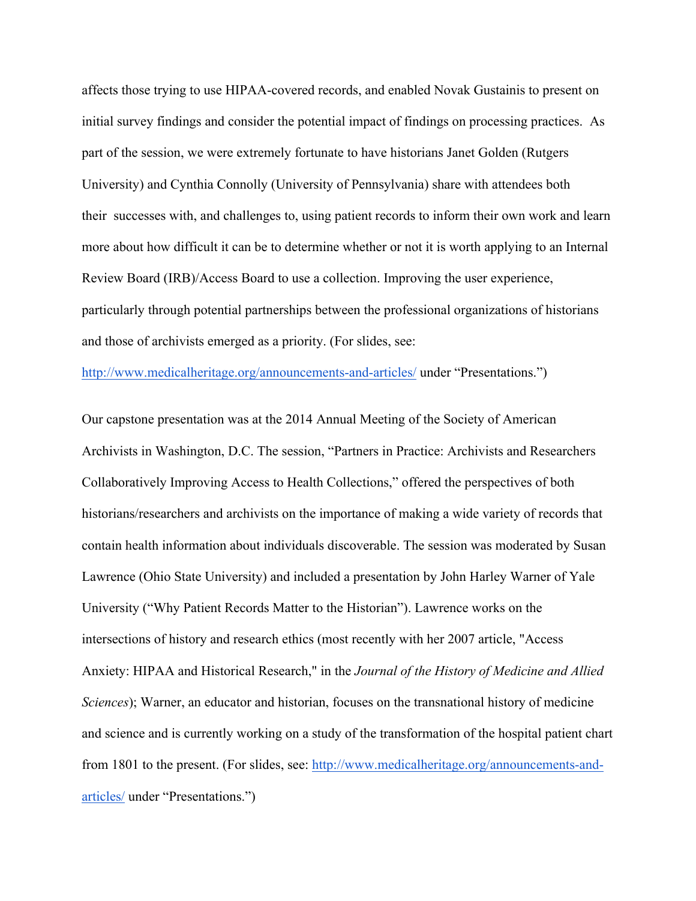affects those trying to use HIPAA-covered records, and enabled Novak Gustainis to present on initial survey findings and consider the potential impact of findings on processing practices. As part of the session, we were extremely fortunate to have historians Janet Golden (Rutgers University) and Cynthia Connolly (University of Pennsylvania) share with attendees both their successes with, and challenges to, using patient records to inform their own work and learn more about how difficult it can be to determine whether or not it is worth applying to an Internal Review Board (IRB)/Access Board to use a collection. Improving the user experience, particularly through potential partnerships between the professional organizations of historians and those of archivists emerged as a priority. (For slides, see: [http://www.medicalheritage.org/announcements-and-articles/](http://www.medicalheritage.org/announcements-and-articles/) under "Presentations.")

Our capstone presentation was at the 2014 Annual Meeting of the Society of American Archivists in Washington, D.C. The session, "Partners in Practice: Archivists and Researchers Collaboratively Improving Access to Health Collections," offered the perspectives of both historians/researchers and archivists on the importance of making a wide variety of records that contain health information about individuals discoverable. The session was moderated by Susan Lawrence (Ohio State University) and included a presentation by John Harley Warner of Yale University ("Why Patient Records Matter to the Historian"). Lawrence works on the intersections of history and research ethics (most recently with her 2007 article, "Access Anxiety: HIPAA and Historical Research," in the *Journal of the History of Medicine and Allied Sciences*); Warner, an educator and historian, focuses on the transnational history of medicine and science and is currently working on a study of the transformation of the hospital patient chart from 1801 to the present. (For slides, see: [http://www.medicalheritage.org/announcements-and-articles/](http://www.medicalheritage.org/announcements-and-articles/) under "Presentations.")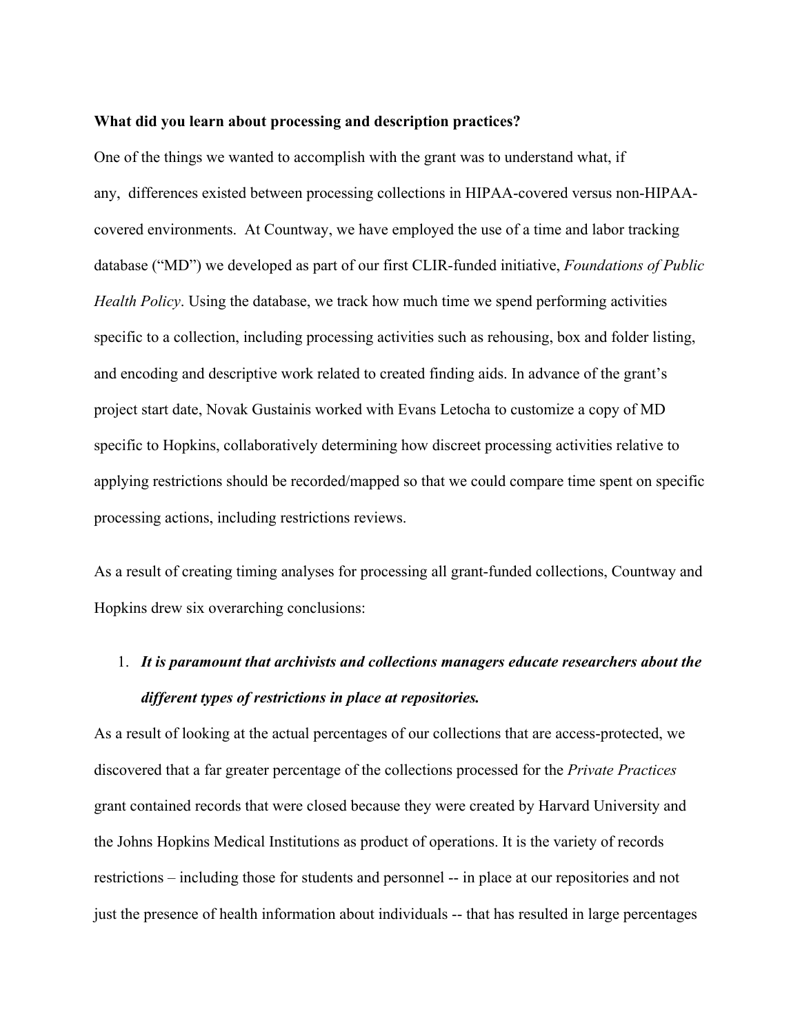**What did you learn about processing and description practices?**

One of the things we wanted to accomplish with the grant was to understand what, if any, differences existed between processing collections in HIPAA-covered versus non-HIPAA-covered environments. At Countway, we have employed the use of a time and labor tracking database ("MD") we developed as part of our first CLIR-funded initiative, *Foundations of Public Health Policy*. Using the database, we track how much time we spend performing activities specific to a collection, including processing activities such as rehousing, box and folder listing, and encoding and descriptive work related to created finding aids. In advance of the grant's project start date, Novak Gustainis worked with Evans Letocha to customize a copy of MD specific to Hopkins, collaboratively determining how discreet processing activities relative to applying restrictions should be recorded/mapped so that we could compare time spent on specific processing actions, including restrictions reviews.

As a result of creating timing analyses for processing all grant-funded collections, Countway and Hopkins drew six overarching conclusions:

1. ***It is paramount that archivists and collections managers educate researchers about the different types of restrictions in place at repositories.***

As a result of looking at the actual percentages of our collections that are access-protected, we discovered that a far greater percentage of the collections processed for the *Private Practices* grant contained records that were closed because they were created by Harvard University and the Johns Hopkins Medical Institutions as product of operations. It is the variety of records restrictions – including those for students and personnel -- in place at our repositories and not just the presence of health information about individuals -- that has resulted in large percentages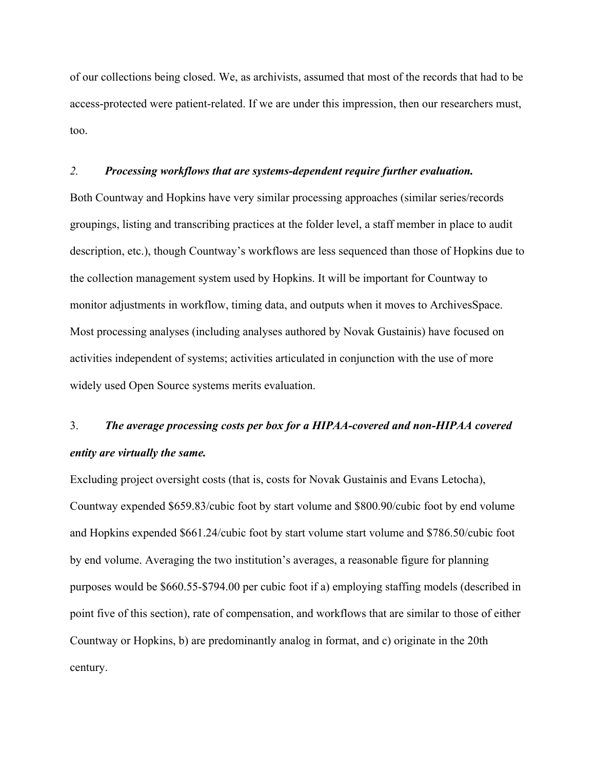of our collections being closed. We, as archivists, assumed that most of the records that had to be access-protected were patient-related. If we are under this impression, then our researchers must, too.

*2.* ***Processing workflows that are systems-dependent require further evaluation.***

Both Countway and Hopkins have very similar processing approaches (similar series/records groupings, listing and transcribing practices at the folder level, a staff member in place to audit description, etc.), though Countway's workflows are less sequenced than those of Hopkins due to the collection management system used by Hopkins. It will be important for Countway to monitor adjustments in workflow, timing data, and outputs when it moves to ArchivesSpace. Most processing analyses (including analyses authored by Novak Gustainis) have focused on activities independent of systems; activities articulated in conjunction with the use of more widely used Open Source systems merits evaluation.

3. ***The average processing costs per box for a HIPAA-covered and non-HIPAA covered entity are virtually the same.***

Excluding project oversight costs (that is, costs for Novak Gustainis and Evans Letocha), Countway expended $659.83/cubic foot by start volume and $800.90/cubic foot by end volume and Hopkins expended $661.24/cubic foot by start volume start volume and $786.50/cubic foot by end volume. Averaging the two institution's averages, a reasonable figure for planning purposes would be $660.55-$794.00 per cubic foot if a) employing staffing models (described in point five of this section), rate of compensation, and workflows that are similar to those of either Countway or Hopkins, b) are predominantly analog in format, and c) originate in the 20th century.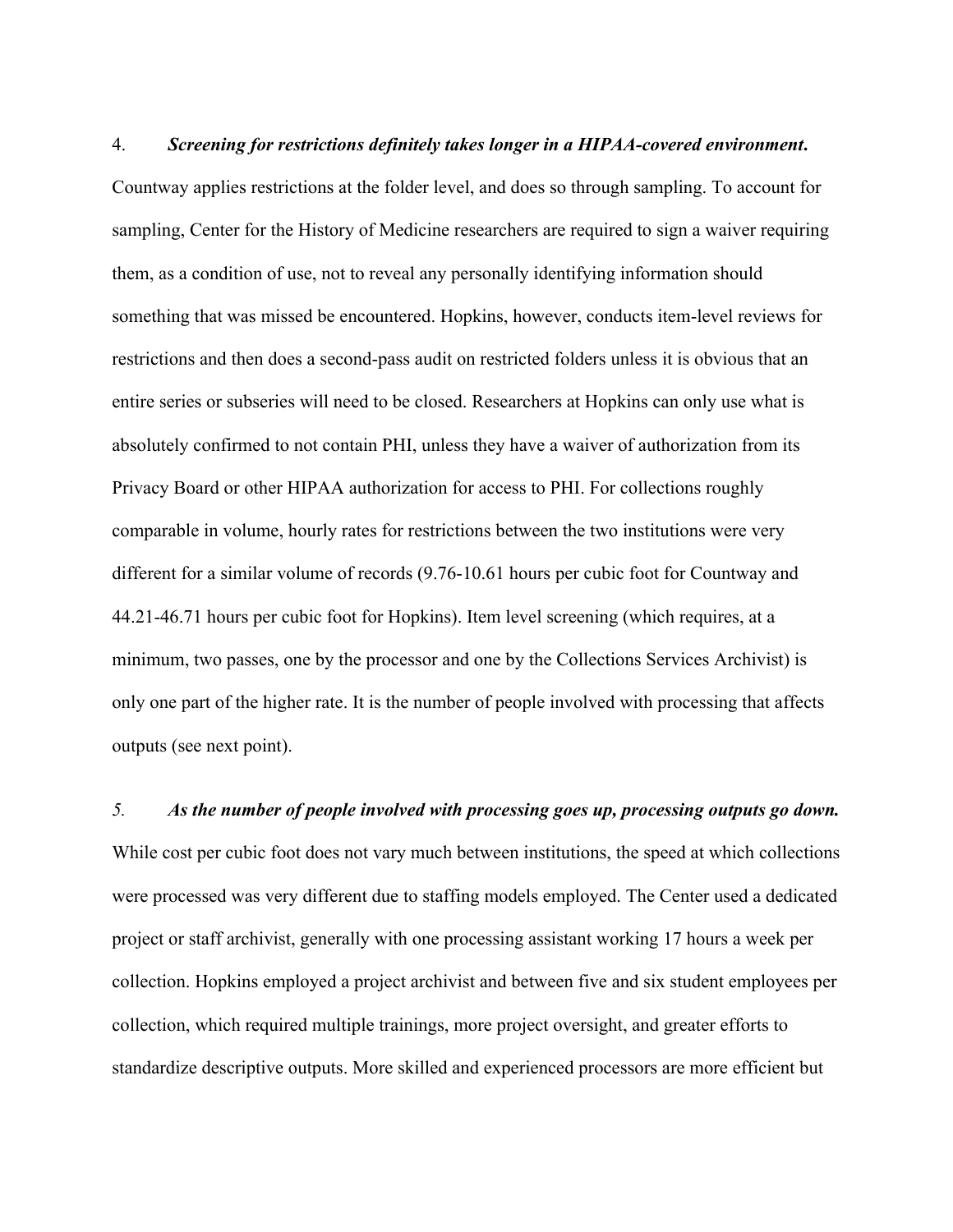4. ***Screening for restrictions definitely takes longer in a HIPAA-covered environment.*** Countway applies restrictions at the folder level, and does so through sampling. To account for sampling, Center for the History of Medicine researchers are required to sign a waiver requiring them, as a condition of use, not to reveal any personally identifying information should something that was missed be encountered. Hopkins, however, conducts item-level reviews for restrictions and then does a second-pass audit on restricted folders unless it is obvious that an entire series or subseries will need to be closed. Researchers at Hopkins can only use what is absolutely confirmed to not contain PHI, unless they have a waiver of authorization from its Privacy Board or other HIPAA authorization for access to PHI. For collections roughly comparable in volume, hourly rates for restrictions between the two institutions were very different for a similar volume of records (9.76-10.61 hours per cubic foot for Countway and 44.21-46.71 hours per cubic foot for Hopkins). Item level screening (which requires, at a minimum, two passes, one by the processor and one by the Collections Services Archivist) is only one part of the higher rate. It is the number of people involved with processing that affects outputs (see next point).

*5.* ***As the number of people involved with processing goes up, processing outputs go down.*** While cost per cubic foot does not vary much between institutions, the speed at which collections were processed was very different due to staffing models employed. The Center used a dedicated project or staff archivist, generally with one processing assistant working 17 hours a week per collection. Hopkins employed a project archivist and between five and six student employees per collection, which required multiple trainings, more project oversight, and greater efforts to standardize descriptive outputs. More skilled and experienced processors are more efficient but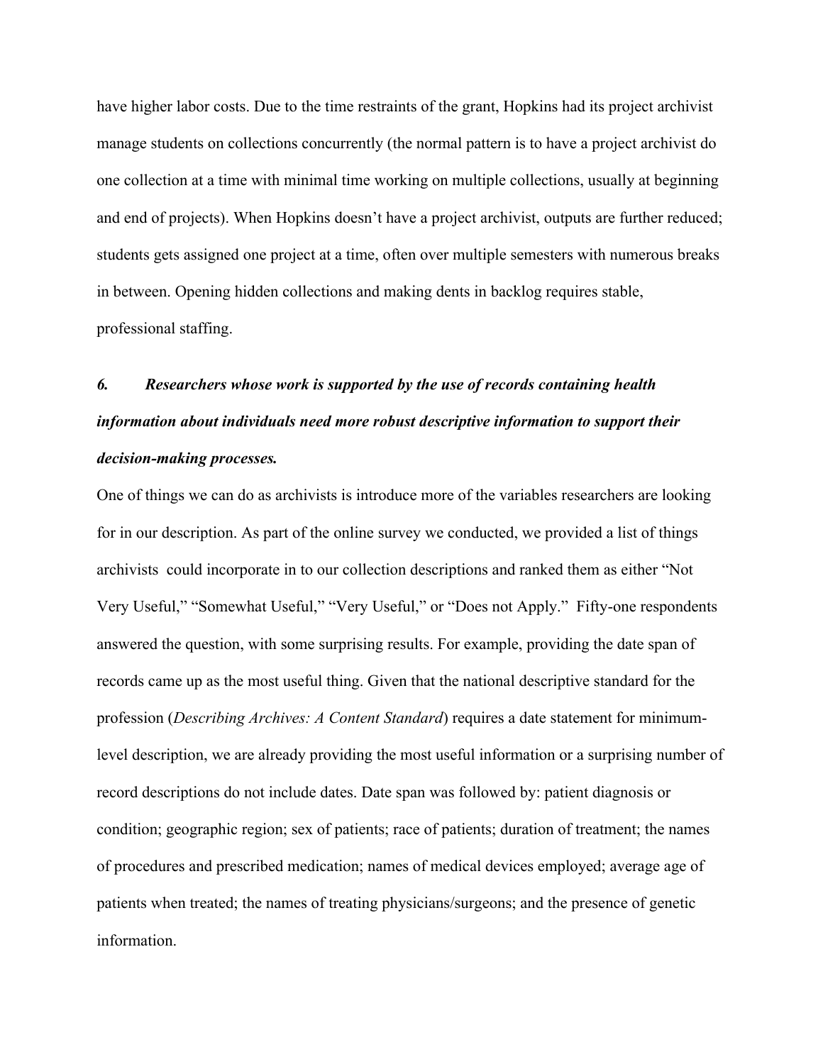have higher labor costs. Due to the time restraints of the grant, Hopkins had its project archivist manage students on collections concurrently (the normal pattern is to have a project archivist do one collection at a time with minimal time working on multiple collections, usually at beginning and end of projects). When Hopkins doesn't have a project archivist, outputs are further reduced; students gets assigned one project at a time, often over multiple semesters with numerous breaks in between. Opening hidden collections and making dents in backlog requires stable, professional staffing.

### *6. Researchers whose work is supported by the use of records containing health information about individuals need more robust descriptive information to support their decision-making processes.*

One of things we can do as archivists is introduce more of the variables researchers are looking for in our description. As part of the online survey we conducted, we provided a list of things archivists could incorporate in to our collection descriptions and ranked them as either "Not Very Useful," "Somewhat Useful," "Very Useful," or "Does not Apply." Fifty-one respondents answered the question, with some surprising results. For example, providing the date span of records came up as the most useful thing. Given that the national descriptive standard for the profession (*Describing Archives: A Content Standard*) requires a date statement for minimum-level description, we are already providing the most useful information or a surprising number of record descriptions do not include dates. Date span was followed by: patient diagnosis or condition; geographic region; sex of patients; race of patients; duration of treatment; the names of procedures and prescribed medication; names of medical devices employed; average age of patients when treated; the names of treating physicians/surgeons; and the presence of genetic information.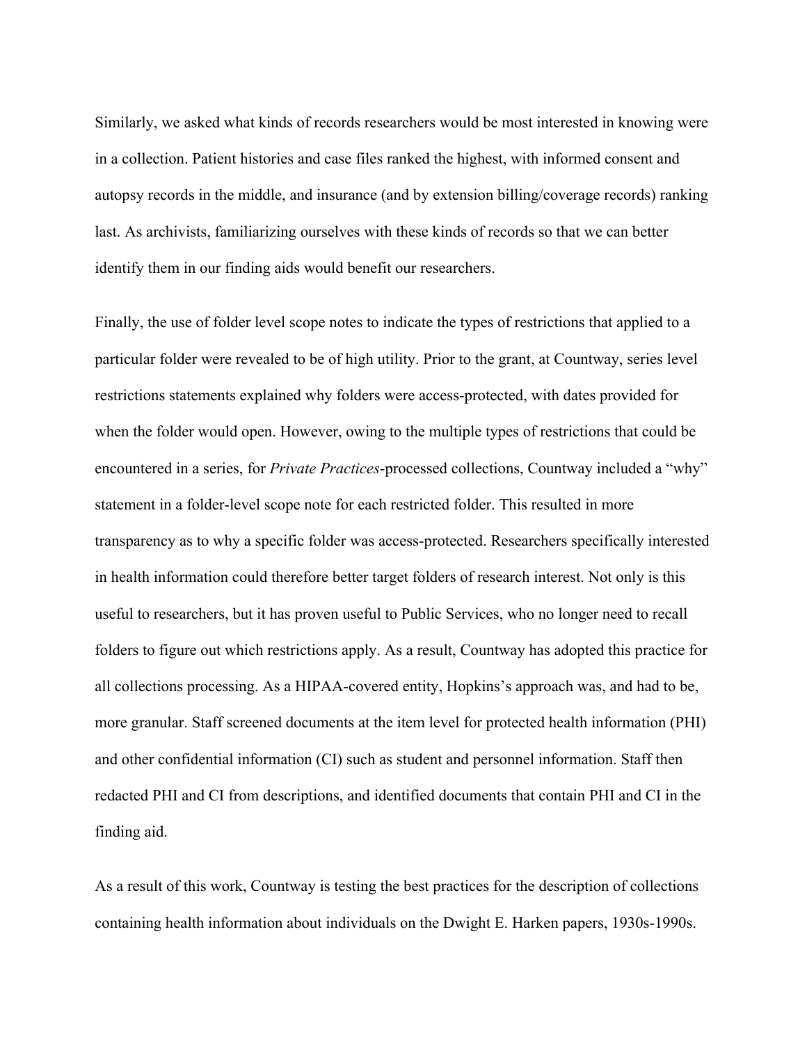Similarly, we asked what kinds of records researchers would be most interested in knowing were in a collection. Patient histories and case files ranked the highest, with informed consent and autopsy records in the middle, and insurance (and by extension billing/coverage records) ranking last. As archivists, familiarizing ourselves with these kinds of records so that we can better identify them in our finding aids would benefit our researchers.

Finally, the use of folder level scope notes to indicate the types of restrictions that applied to a particular folder were revealed to be of high utility. Prior to the grant, at Countway, series level restrictions statements explained why folders were access-protected, with dates provided for when the folder would open. However, owing to the multiple types of restrictions that could be encountered in a series, for *Private Practices*-processed collections, Countway included a "why" statement in a folder-level scope note for each restricted folder. This resulted in more transparency as to why a specific folder was access-protected. Researchers specifically interested in health information could therefore better target folders of research interest. Not only is this useful to researchers, but it has proven useful to Public Services, who no longer need to recall folders to figure out which restrictions apply. As a result, Countway has adopted this practice for all collections processing. As a HIPAA-covered entity, Hopkins's approach was, and had to be, more granular. Staff screened documents at the item level for protected health information (PHI) and other confidential information (CI) such as student and personnel information. Staff then redacted PHI and CI from descriptions, and identified documents that contain PHI and CI in the finding aid.

As a result of this work, Countway is testing the best practices for the description of collections containing health information about individuals on the Dwight E. Harken papers, 1930s-1990s.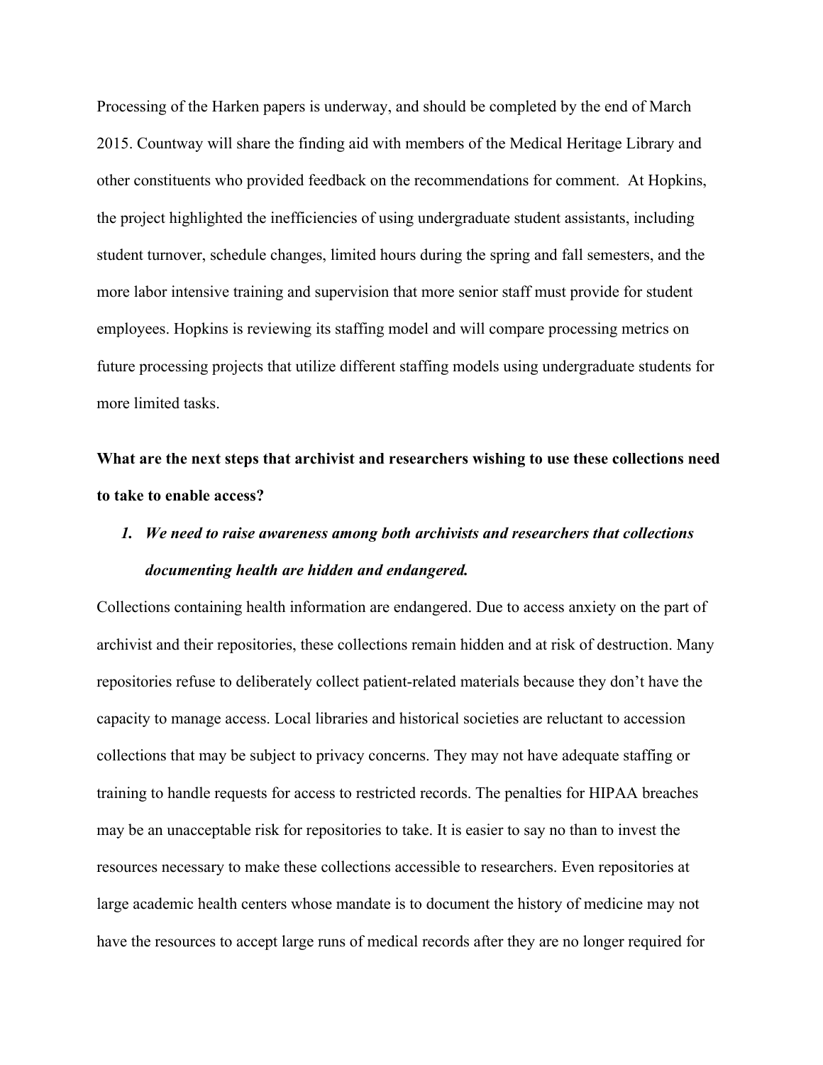Processing of the Harken papers is underway, and should be completed by the end of March 2015. Countway will share the finding aid with members of the Medical Heritage Library and other constituents who provided feedback on the recommendations for comment. At Hopkins, the project highlighted the inefficiencies of using undergraduate student assistants, including student turnover, schedule changes, limited hours during the spring and fall semesters, and the more labor intensive training and supervision that more senior staff must provide for student employees. Hopkins is reviewing its staffing model and will compare processing metrics on future processing projects that utilize different staffing models using undergraduate students for more limited tasks.

**What are the next steps that archivist and researchers wishing to use these collections need to take to enable access?**

1. ***We need to raise awareness among both archivists and researchers that collections documenting health are hidden and endangered.***

Collections containing health information are endangered. Due to access anxiety on the part of archivist and their repositories, these collections remain hidden and at risk of destruction. Many repositories refuse to deliberately collect patient-related materials because they don't have the capacity to manage access. Local libraries and historical societies are reluctant to accession collections that may be subject to privacy concerns. They may not have adequate staffing or training to handle requests for access to restricted records. The penalties for HIPAA breaches may be an unacceptable risk for repositories to take. It is easier to say no than to invest the resources necessary to make these collections accessible to researchers. Even repositories at large academic health centers whose mandate is to document the history of medicine may not have the resources to accept large runs of medical records after they are no longer required for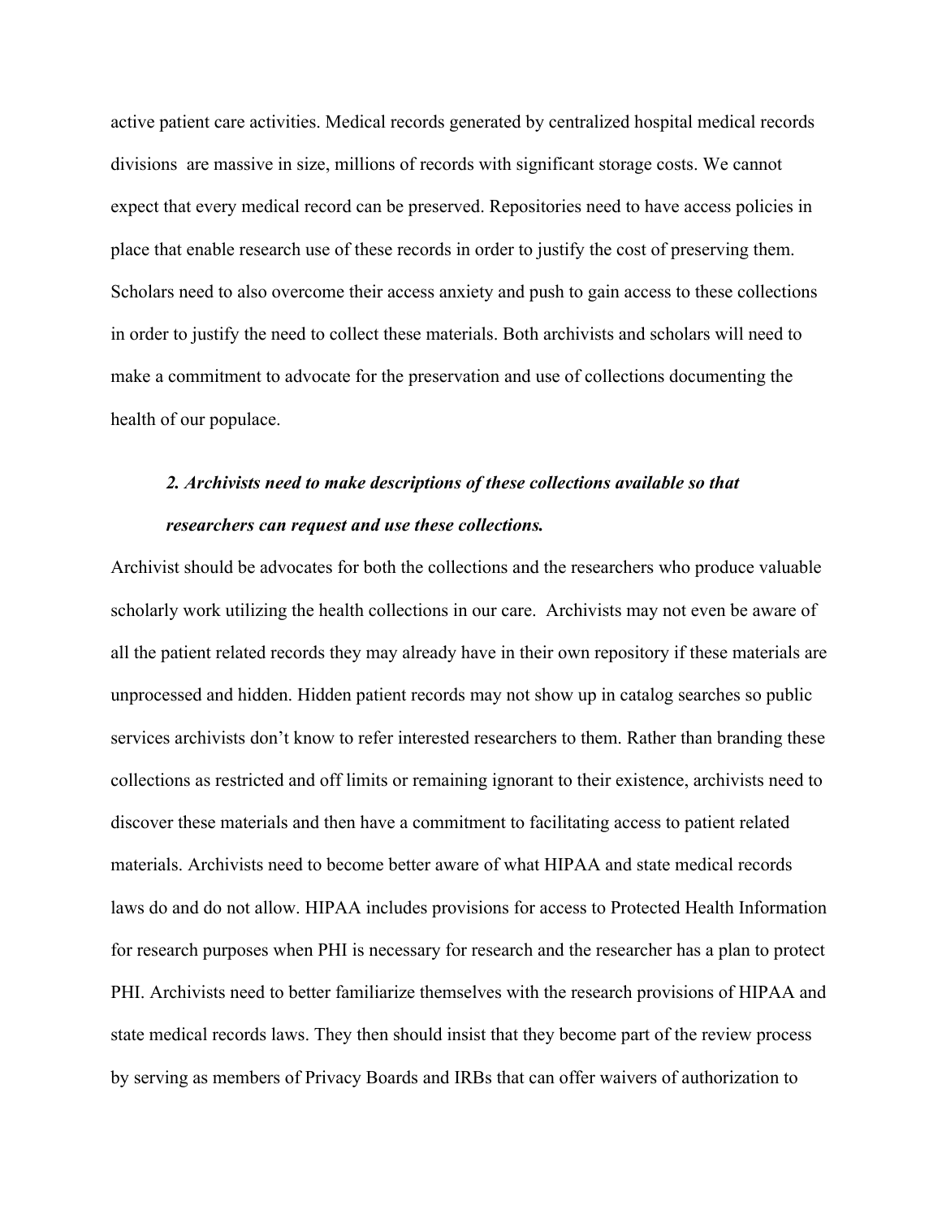active patient care activities. Medical records generated by centralized hospital medical records divisions are massive in size, millions of records with significant storage costs. We cannot expect that every medical record can be preserved. Repositories need to have access policies in place that enable research use of these records in order to justify the cost of preserving them. Scholars need to also overcome their access anxiety and push to gain access to these collections in order to justify the need to collect these materials. Both archivists and scholars will need to make a commitment to advocate for the preservation and use of collections documenting the health of our populace.

***2. Archivists need to make descriptions of these collections available so that researchers can request and use these collections.***

Archivist should be advocates for both the collections and the researchers who produce valuable scholarly work utilizing the health collections in our care. Archivists may not even be aware of all the patient related records they may already have in their own repository if these materials are unprocessed and hidden. Hidden patient records may not show up in catalog searches so public services archivists don't know to refer interested researchers to them. Rather than branding these collections as restricted and off limits or remaining ignorant to their existence, archivists need to discover these materials and then have a commitment to facilitating access to patient related materials. Archivists need to become better aware of what HIPAA and state medical records laws do and do not allow. HIPAA includes provisions for access to Protected Health Information for research purposes when PHI is necessary for research and the researcher has a plan to protect PHI. Archivists need to better familiarize themselves with the research provisions of HIPAA and state medical records laws. They then should insist that they become part of the review process by serving as members of Privacy Boards and IRBs that can offer waivers of authorization to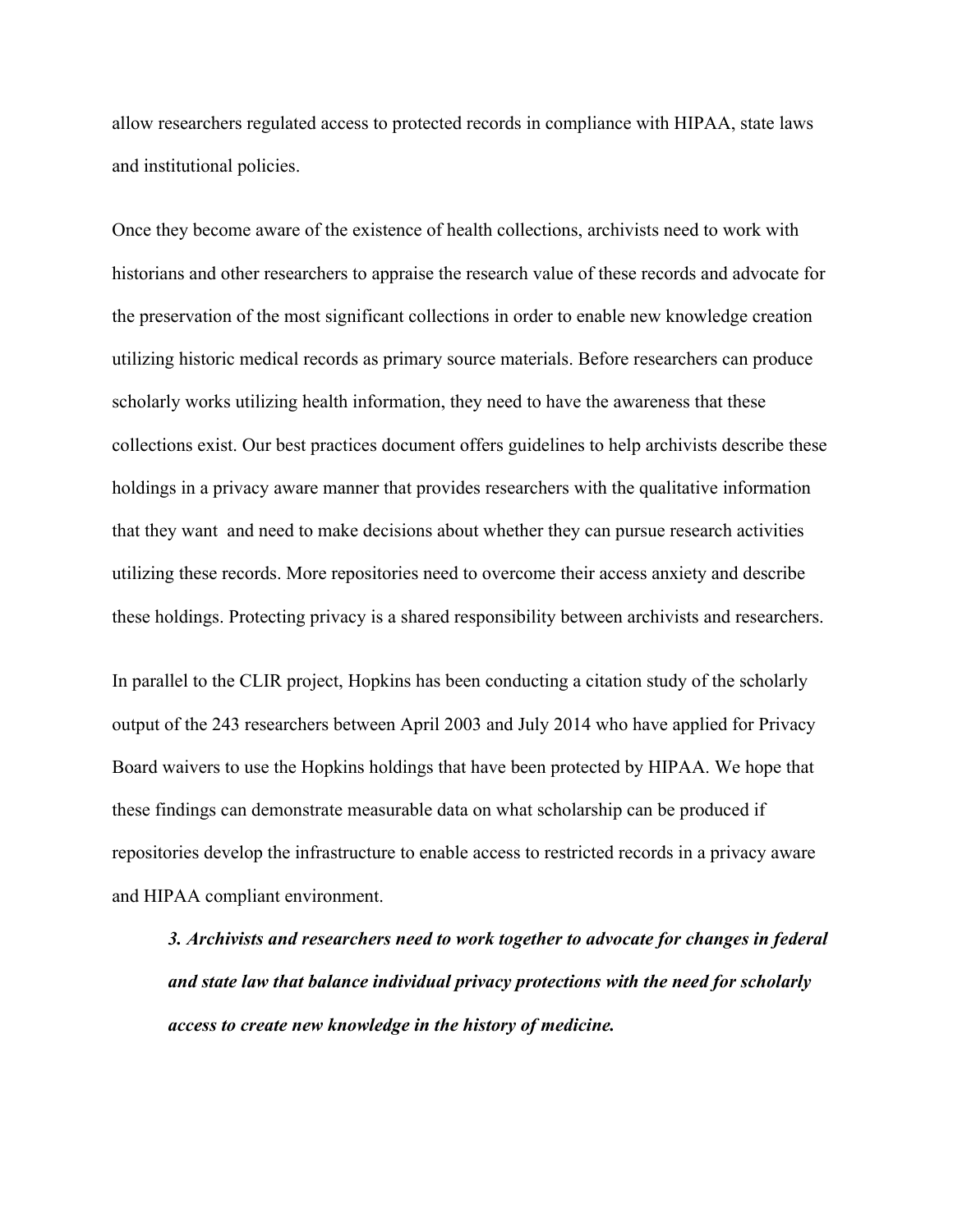allow researchers regulated access to protected records in compliance with HIPAA, state laws and institutional policies.

Once they become aware of the existence of health collections, archivists need to work with historians and other researchers to appraise the research value of these records and advocate for the preservation of the most significant collections in order to enable new knowledge creation utilizing historic medical records as primary source materials. Before researchers can produce scholarly works utilizing health information, they need to have the awareness that these collections exist. Our best practices document offers guidelines to help archivists describe these holdings in a privacy aware manner that provides researchers with the qualitative information that they want and need to make decisions about whether they can pursue research activities utilizing these records. More repositories need to overcome their access anxiety and describe these holdings. Protecting privacy is a shared responsibility between archivists and researchers.

In parallel to the CLIR project, Hopkins has been conducting a citation study of the scholarly output of the 243 researchers between April 2003 and July 2014 who have applied for Privacy Board waivers to use the Hopkins holdings that have been protected by HIPAA. We hope that these findings can demonstrate measurable data on what scholarship can be produced if repositories develop the infrastructure to enable access to restricted records in a privacy aware and HIPAA compliant environment.

> ***3. Archivists and researchers need to work together to advocate for changes in federal and state law that balance individual privacy protections with the need for scholarly access to create new knowledge in the history of medicine.***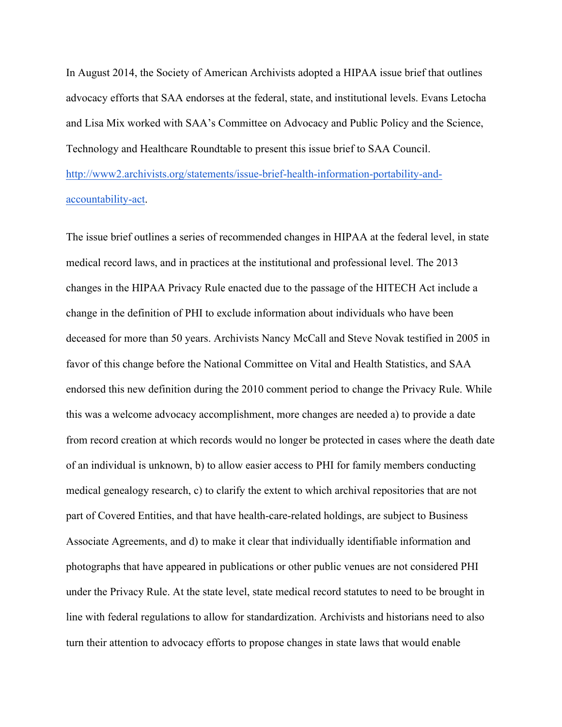In August 2014, the Society of American Archivists adopted a HIPAA issue brief that outlines advocacy efforts that SAA endorses at the federal, state, and institutional levels. Evans Letocha and Lisa Mix worked with SAA's Committee on Advocacy and Public Policy and the Science, Technology and Healthcare Roundtable to present this issue brief to SAA Council. [http://www2.archivists.org/statements/issue-brief-health-information-portability-and-accountability-act](http://www2.archivists.org/statements/issue-brief-health-information-portability-and-accountability-act).

The issue brief outlines a series of recommended changes in HIPAA at the federal level, in state medical record laws, and in practices at the institutional and professional level. The 2013 changes in the HIPAA Privacy Rule enacted due to the passage of the HITECH Act include a change in the definition of PHI to exclude information about individuals who have been deceased for more than 50 years. Archivists Nancy McCall and Steve Novak testified in 2005 in favor of this change before the National Committee on Vital and Health Statistics, and SAA endorsed this new definition during the 2010 comment period to change the Privacy Rule. While this was a welcome advocacy accomplishment, more changes are needed a) to provide a date from record creation at which records would no longer be protected in cases where the death date of an individual is unknown, b) to allow easier access to PHI for family members conducting medical genealogy research, c) to clarify the extent to which archival repositories that are not part of Covered Entities, and that have health-care-related holdings, are subject to Business Associate Agreements, and d) to make it clear that individually identifiable information and photographs that have appeared in publications or other public venues are not considered PHI under the Privacy Rule. At the state level, state medical record statutes to need to be brought in line with federal regulations to allow for standardization. Archivists and historians need to also turn their attention to advocacy efforts to propose changes in state laws that would enable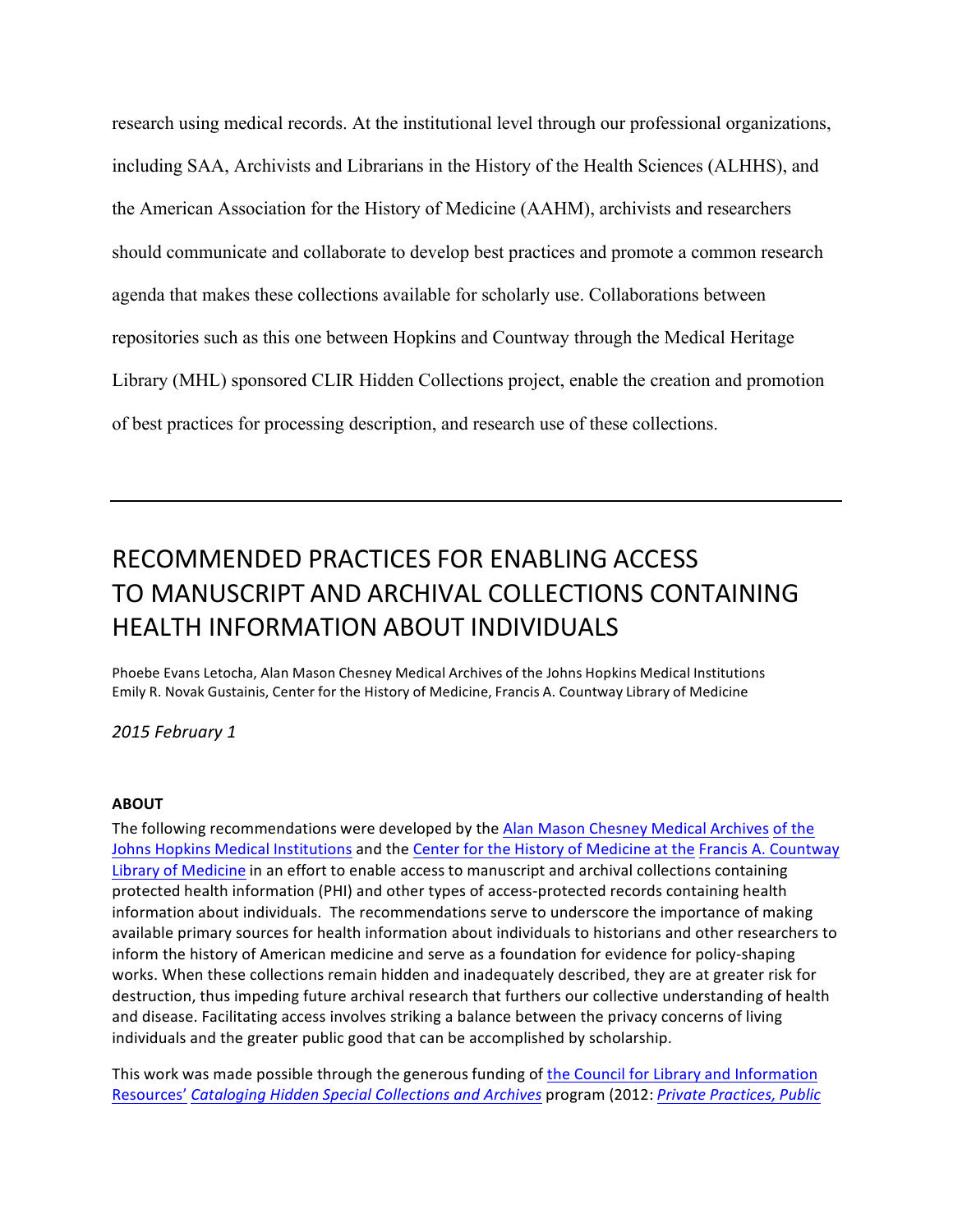research using medical records. At the institutional level through our professional organizations, including SAA, Archivists and Librarians in the History of the Health Sciences (ALHHS), and the American Association for the History of Medicine (AAHM), archivists and researchers should communicate and collaborate to develop best practices and promote a common research agenda that makes these collections available for scholarly use. Collaborations between repositories such as this one between Hopkins and Countway through the Medical Heritage Library (MHL) sponsored CLIR Hidden Collections project, enable the creation and promotion of best practices for processing description, and research use of these collections.

---

# RECOMMENDED PRACTICES FOR ENABLING ACCESS TO MANUSCRIPT AND ARCHIVAL COLLECTIONS CONTAINING HEALTH INFORMATION ABOUT INDIVIDUALS

Phoebe Evans Letocha, Alan Mason Chesney Medical Archives of the Johns Hopkins Medical Institutions
Emily R. Novak Gustainis, Center for the History of Medicine, Francis A. Countway Library of Medicine

*2015 February 1*

**ABOUT**

The following recommendations were developed by the Alan Mason Chesney Medical Archives of the Johns Hopkins Medical Institutions and the Center for the History of Medicine at the Francis A. Countway Library of Medicine in an effort to enable access to manuscript and archival collections containing protected health information (PHI) and other types of access-protected records containing health information about individuals. The recommendations serve to underscore the importance of making available primary sources for health information about individuals to historians and other researchers to inform the history of American medicine and serve as a foundation for evidence for policy-shaping works. When these collections remain hidden and inadequately described, they are at greater risk for destruction, thus impeding future archival research that furthers our collective understanding of health and disease. Facilitating access involves striking a balance between the privacy concerns of living individuals and the greater public good that can be accomplished by scholarship.

This work was made possible through the generous funding of the Council for Library and Information Resources' *Cataloging Hidden Special Collections and Archives* program (2012: *Private Practices, Public*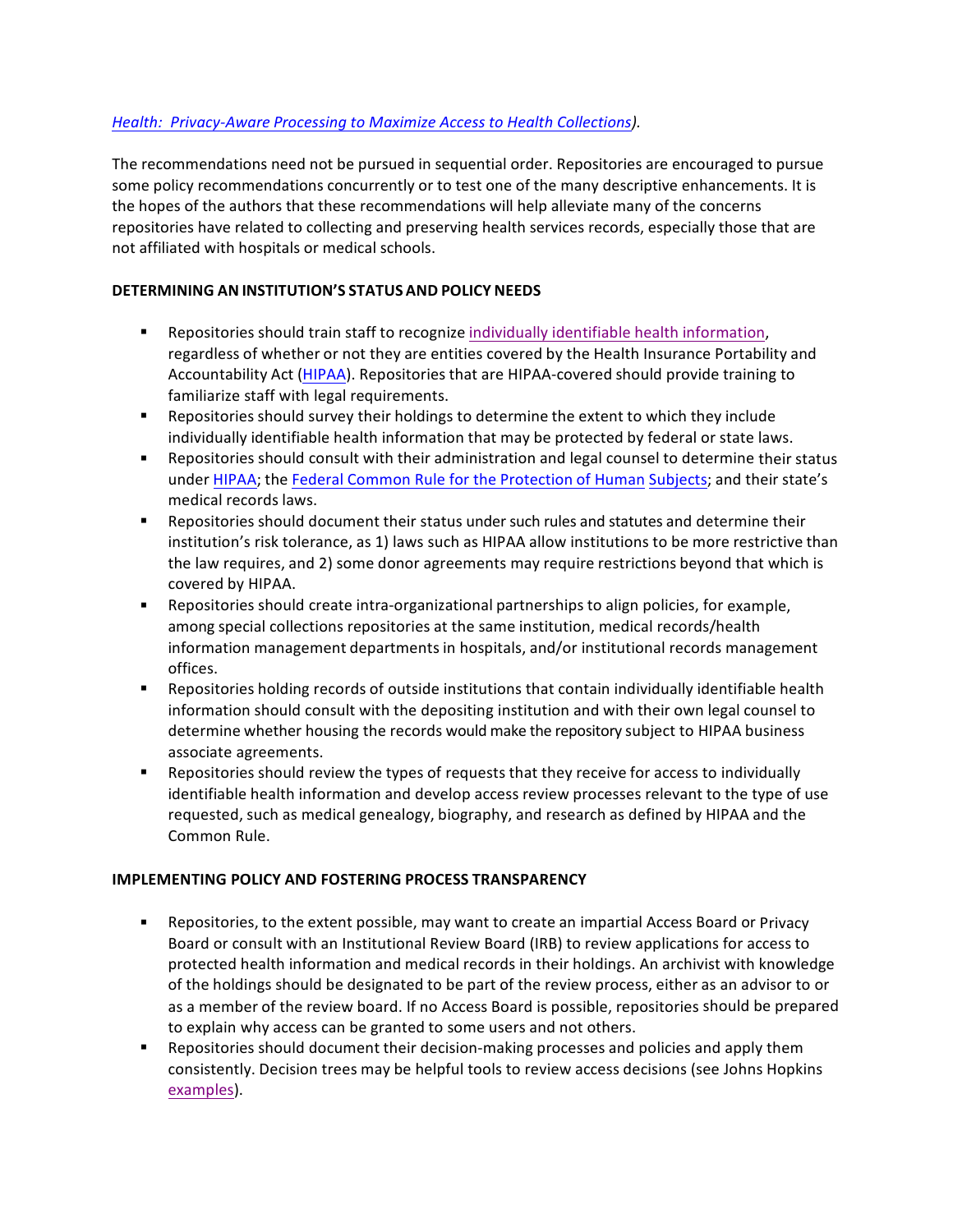*Health: Privacy-Aware Processing to Maximize Access to Health Collections).*

The recommendations need not be pursued in sequential order. Repositories are encouraged to pursue some policy recommendations concurrently or to test one of the many descriptive enhancements. It is the hopes of the authors that these recommendations will help alleviate many of the concerns repositories have related to collecting and preserving health services records, especially those that are not affiliated with hospitals or medical schools.

**DETERMINING AN INSTITUTION'S STATUS AND POLICY NEEDS**

- Repositories should train staff to recognize individually identifiable health information, regardless of whether or not they are entities covered by the Health Insurance Portability and Accountability Act (HIPAA). Repositories that are HIPAA-covered should provide training to familiarize staff with legal requirements.
- Repositories should survey their holdings to determine the extent to which they include individually identifiable health information that may be protected by federal or state laws.
- Repositories should consult with their administration and legal counsel to determine their status under HIPAA; the Federal Common Rule for the Protection of Human Subjects; and their state's medical records laws.
- Repositories should document their status under such rules and statutes and determine their institution's risk tolerance, as 1) laws such as HIPAA allow institutions to be more restrictive than the law requires, and 2) some donor agreements may require restrictions beyond that which is covered by HIPAA.
- Repositories should create intra-organizational partnerships to align policies, for example, among special collections repositories at the same institution, medical records/health information management departments in hospitals, and/or institutional records management offices.
- Repositories holding records of outside institutions that contain individually identifiable health information should consult with the depositing institution and with their own legal counsel to determine whether housing the records would make the repository subject to HIPAA business associate agreements.
- Repositories should review the types of requests that they receive for access to individually identifiable health information and develop access review processes relevant to the type of use requested, such as medical genealogy, biography, and research as defined by HIPAA and the Common Rule.

**IMPLEMENTING POLICY AND FOSTERING PROCESS TRANSPARENCY**

- Repositories, to the extent possible, may want to create an impartial Access Board or Privacy Board or consult with an Institutional Review Board (IRB) to review applications for access to protected health information and medical records in their holdings. An archivist with knowledge of the holdings should be designated to be part of the review process, either as an advisor to or as a member of the review board. If no Access Board is possible, repositories should be prepared to explain why access can be granted to some users and not others.
- Repositories should document their decision-making processes and policies and apply them consistently. Decision trees may be helpful tools to review access decisions (see Johns Hopkins examples).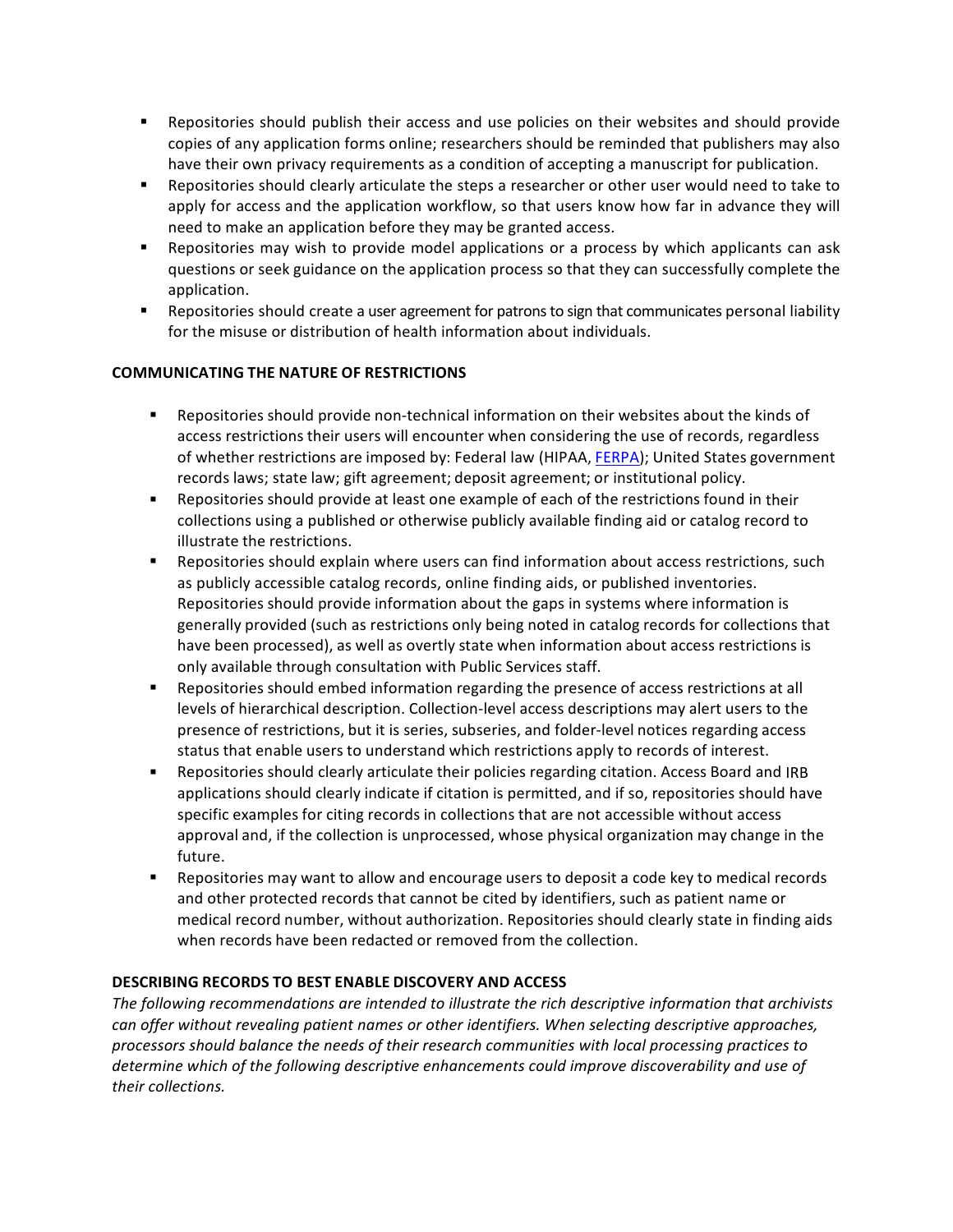- Repositories should publish their access and use policies on their websites and should provide copies of any application forms online; researchers should be reminded that publishers may also have their own privacy requirements as a condition of accepting a manuscript for publication.
- Repositories should clearly articulate the steps a researcher or other user would need to take to apply for access and the application workflow, so that users know how far in advance they will need to make an application before they may be granted access.
- Repositories may wish to provide model applications or a process by which applicants can ask questions or seek guidance on the application process so that they can successfully complete the application.
- Repositories should create a user agreement for patrons to sign that communicates personal liability for the misuse or distribution of health information about individuals.

**COMMUNICATING THE NATURE OF RESTRICTIONS**

- Repositories should provide non-technical information on their websites about the kinds of access restrictions their users will encounter when considering the use of records, regardless of whether restrictions are imposed by: Federal law (HIPAA, FERPA); United States government records laws; state law; gift agreement; deposit agreement; or institutional policy.
- Repositories should provide at least one example of each of the restrictions found in their collections using a published or otherwise publicly available finding aid or catalog record to illustrate the restrictions.
- Repositories should explain where users can find information about access restrictions, such as publicly accessible catalog records, online finding aids, or published inventories. Repositories should provide information about the gaps in systems where information is generally provided (such as restrictions only being noted in catalog records for collections that have been processed), as well as overtly state when information about access restrictions is only available through consultation with Public Services staff.
- Repositories should embed information regarding the presence of access restrictions at all levels of hierarchical description. Collection-level access descriptions may alert users to the presence of restrictions, but it is series, subseries, and folder-level notices regarding access status that enable users to understand which restrictions apply to records of interest.
- Repositories should clearly articulate their policies regarding citation. Access Board and IRB applications should clearly indicate if citation is permitted, and if so, repositories should have specific examples for citing records in collections that are not accessible without access approval and, if the collection is unprocessed, whose physical organization may change in the future.
- Repositories may want to allow and encourage users to deposit a code key to medical records and other protected records that cannot be cited by identifiers, such as patient name or medical record number, without authorization. Repositories should clearly state in finding aids when records have been redacted or removed from the collection.

**DESCRIBING RECORDS TO BEST ENABLE DISCOVERY AND ACCESS**

*The following recommendations are intended to illustrate the rich descriptive information that archivists can offer without revealing patient names or other identifiers. When selecting descriptive approaches, processors should balance the needs of their research communities with local processing practices to determine which of the following descriptive enhancements could improve discoverability and use of their collections.*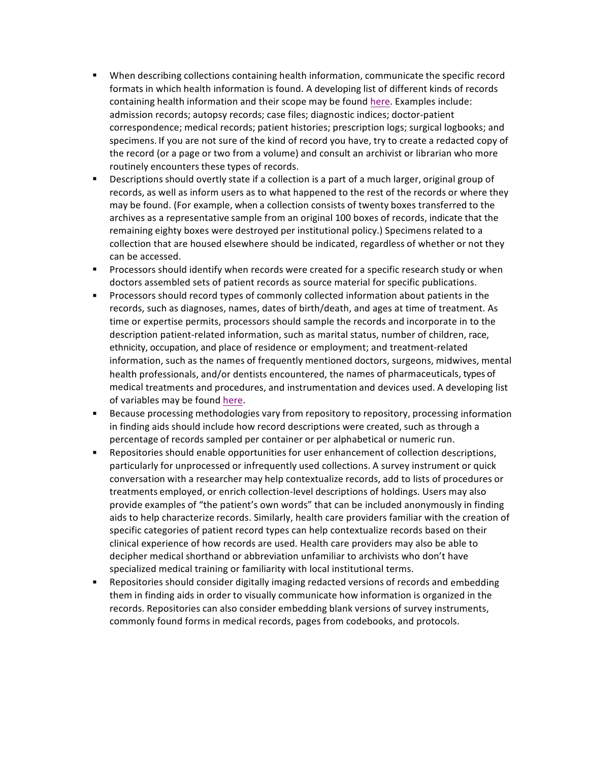- When describing collections containing health information, communicate the specific record formats in which health information is found. A developing list of different kinds of records containing health information and their scope may be found here. Examples include: admission records; autopsy records; case files; diagnostic indices; doctor-patient correspondence; medical records; patient histories; prescription logs; surgical logbooks; and specimens. If you are not sure of the kind of record you have, try to create a redacted copy of the record (or a page or two from a volume) and consult an archivist or librarian who more routinely encounters these types of records.
- Descriptions should overtly state if a collection is a part of a much larger, original group of records, as well as inform users as to what happened to the rest of the records or where they may be found. (For example, when a collection consists of twenty boxes transferred to the archives as a representative sample from an original 100 boxes of records, indicate that the remaining eighty boxes were destroyed per institutional policy.) Specimens related to a collection that are housed elsewhere should be indicated, regardless of whether or not they can be accessed.
- Processors should identify when records were created for a specific research study or when doctors assembled sets of patient records as source material for specific publications.
- Processors should record types of commonly collected information about patients in the records, such as diagnoses, names, dates of birth/death, and ages at time of treatment. As time or expertise permits, processors should sample the records and incorporate in to the description patient-related information, such as marital status, number of children, race, ethnicity, occupation, and place of residence or employment; and treatment-related information, such as the names of frequently mentioned doctors, surgeons, midwives, mental health professionals, and/or dentists encountered, the names of pharmaceuticals, types of medical treatments and procedures, and instrumentation and devices used. A developing list of variables may be found here.
- Because processing methodologies vary from repository to repository, processing information in finding aids should include how record descriptions were created, such as through a percentage of records sampled per container or per alphabetical or numeric run.
- Repositories should enable opportunities for user enhancement of collection descriptions, particularly for unprocessed or infrequently used collections. A survey instrument or quick conversation with a researcher may help contextualize records, add to lists of procedures or treatments employed, or enrich collection-level descriptions of holdings. Users may also provide examples of "the patient's own words" that can be included anonymously in finding aids to help characterize records. Similarly, health care providers familiar with the creation of specific categories of patient record types can help contextualize records based on their clinical experience of how records are used. Health care providers may also be able to decipher medical shorthand or abbreviation unfamiliar to archivists who don't have specialized medical training or familiarity with local institutional terms.
- Repositories should consider digitally imaging redacted versions of records and embedding them in finding aids in order to visually communicate how information is organized in the records. Repositories can also consider embedding blank versions of survey instruments, commonly found forms in medical records, pages from codebooks, and protocols.